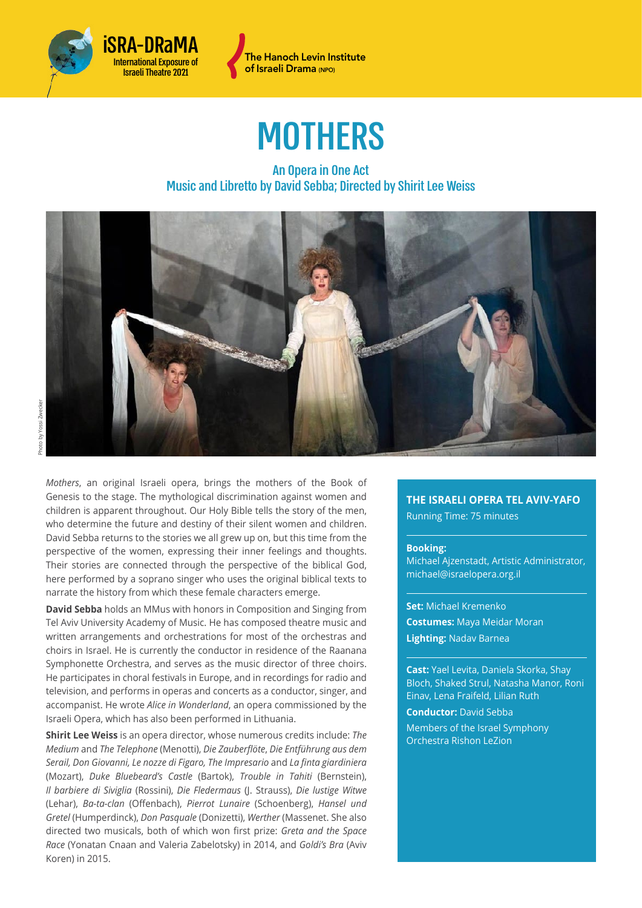iSRA-DRaMA
International Exposure of Israeli Theatre 2021

The Hanoch Levin Institute of Israeli Drama (NPO)

# MOTHERS

## An Opera in One Act
## Music and Libretto by David Sebba; Directed by Shirit Lee Weiss

Photo by Yossi Zwecker

*Mothers*, an original Israeli opera, brings the mothers of the Book of Genesis to the stage. The mythological discrimination against women and children is apparent throughout. Our Holy Bible tells the story of the men, who determine the future and destiny of their silent women and children. David Sebba returns to the stories we all grew up on, but this time from the perspective of the women, expressing their inner feelings and thoughts. Their stories are connected through the perspective of the biblical God, here performed by a soprano singer who uses the original biblical texts to narrate the history from which these female characters emerge.

**David Sebba** holds an MMus with honors in Composition and Singing from Tel Aviv University Academy of Music. He has composed theatre music and written arrangements and orchestrations for most of the orchestras and choirs in Israel. He is currently the conductor in residence of the Raanana Symphonette Orchestra, and serves as the music director of three choirs. He participates in choral festivals in Europe, and in recordings for radio and television, and performs in operas and concerts as a conductor, singer, and accompanist. He wrote *Alice in Wonderland*, an opera commissioned by the Israeli Opera, which has also been performed in Lithuania.

**Shirit Lee Weiss** is an opera director, whose numerous credits include: *The Medium* and *The Telephone* (Menotti), *Die Zauberflöte*, *Die Entführung aus dem Serail, Don Giovanni, Le nozze di Figaro, The Impresario* and *La finta giardiniera* (Mozart), *Duke Bluebeard's Castle* (Bartok), *Trouble in Tahiti* (Bernstein), *Il barbiere di Siviglia* (Rossini), *Die Fledermaus* (J. Strauss), *Die lustige Witwe* (Lehar), *Ba-ta-clan* (Offenbach), *Pierrot Lunaire* (Schoenberg), *Hansel und Gretel* (Humperdinck), *Don Pasquale* (Donizetti), *Werther* (Massenet. She also directed two musicals, both of which won first prize: *Greta and the Space Race* (Yonatan Cnaan and Valeria Zabelotsky) in 2014, and *Goldi's Bra* (Aviv Koren) in 2015.

**THE ISRAELI OPERA TEL AVIV-YAFO**
Running Time: 75 minutes

**Booking:**
Michael Ajzenstadt, Artistic Administrator, michael@israelopera.org.il

**Set:** Michael Kremenko
**Costumes:** Maya Meidar Moran
**Lighting:** Nadav Barnea

**Cast:** Yael Levita, Daniela Skorka, Shay Bloch, Shaked Strul, Natasha Manor, Roni Einav, Lena Fraifeld, Lilian Ruth

**Conductor:** David Sebba

Members of the Israel Symphony Orchestra Rishon LeZion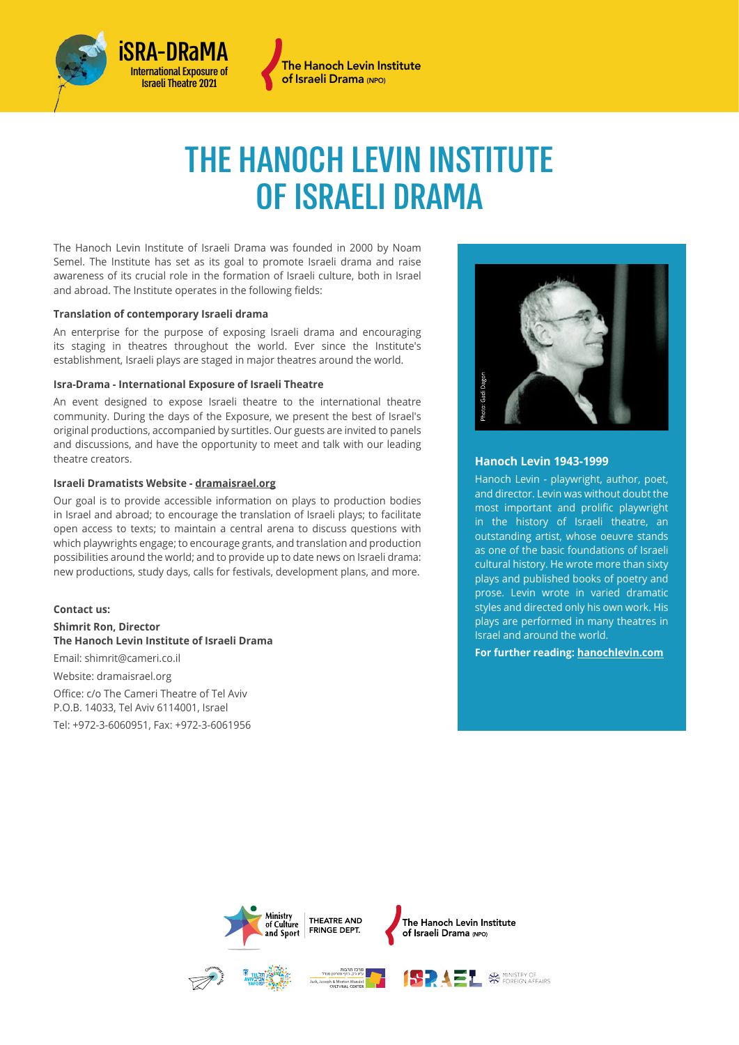# THE HANOCH LEVIN INSTITUTE OF ISRAELI DRAMA

The Hanoch Levin Institute of Israeli Drama was founded in 2000 by Noam Semel. The Institute has set as its goal to promote Israeli drama and raise awareness of its crucial role in the formation of Israeli culture, both in Israel and abroad. The Institute operates in the following fields:

**Translation of contemporary Israeli drama**

An enterprise for the purpose of exposing Israeli drama and encouraging its staging in theatres throughout the world. Ever since the Institute's establishment, Israeli plays are staged in major theatres around the world.

**Isra-Drama - International Exposure of Israeli Theatre**

An event designed to expose Israeli theatre to the international theatre community. During the days of the Exposure, we present the best of Israel's original productions, accompanied by surtitles. Our guests are invited to panels and discussions, and have the opportunity to meet and talk with our leading theatre creators.

**Israeli Dramatists Website - dramaisrael.org**

Our goal is to provide accessible information on plays to production bodies in Israel and abroad; to encourage the translation of Israeli plays; to facilitate open access to texts; to maintain a central arena to discuss questions with which playwrights engage; to encourage grants, and translation and production possibilities around the world; and to provide up to date news on Israeli drama: new productions, study days, calls for festivals, development plans, and more.

**Contact us:**

**Shimrit Ron, Director**
**The Hanoch Levin Institute of Israeli Drama**

Email: shimrit@cameri.co.il

Website: dramaisrael.org

Office: c/o The Cameri Theatre of Tel Aviv
P.O.B. 14033, Tel Aviv 6114001, Israel

Tel: +972-3-6060951, Fax: +972-3-6061956

Photo: Gadi Dagon

**Hanoch Levin 1943-1999**

Hanoch Levin - playwright, author, poet, and director. Levin was without doubt the most important and prolific playwright in the history of Israeli theatre, an outstanding artist, whose oeuvre stands as one of the basic foundations of Israeli cultural history. He wrote more than sixty plays and published books of poetry and prose. Levin wrote in varied dramatic styles and directed only his own work. His plays are performed in many theatres in Israel and around the world.

**For further reading: hanochlevin.com**